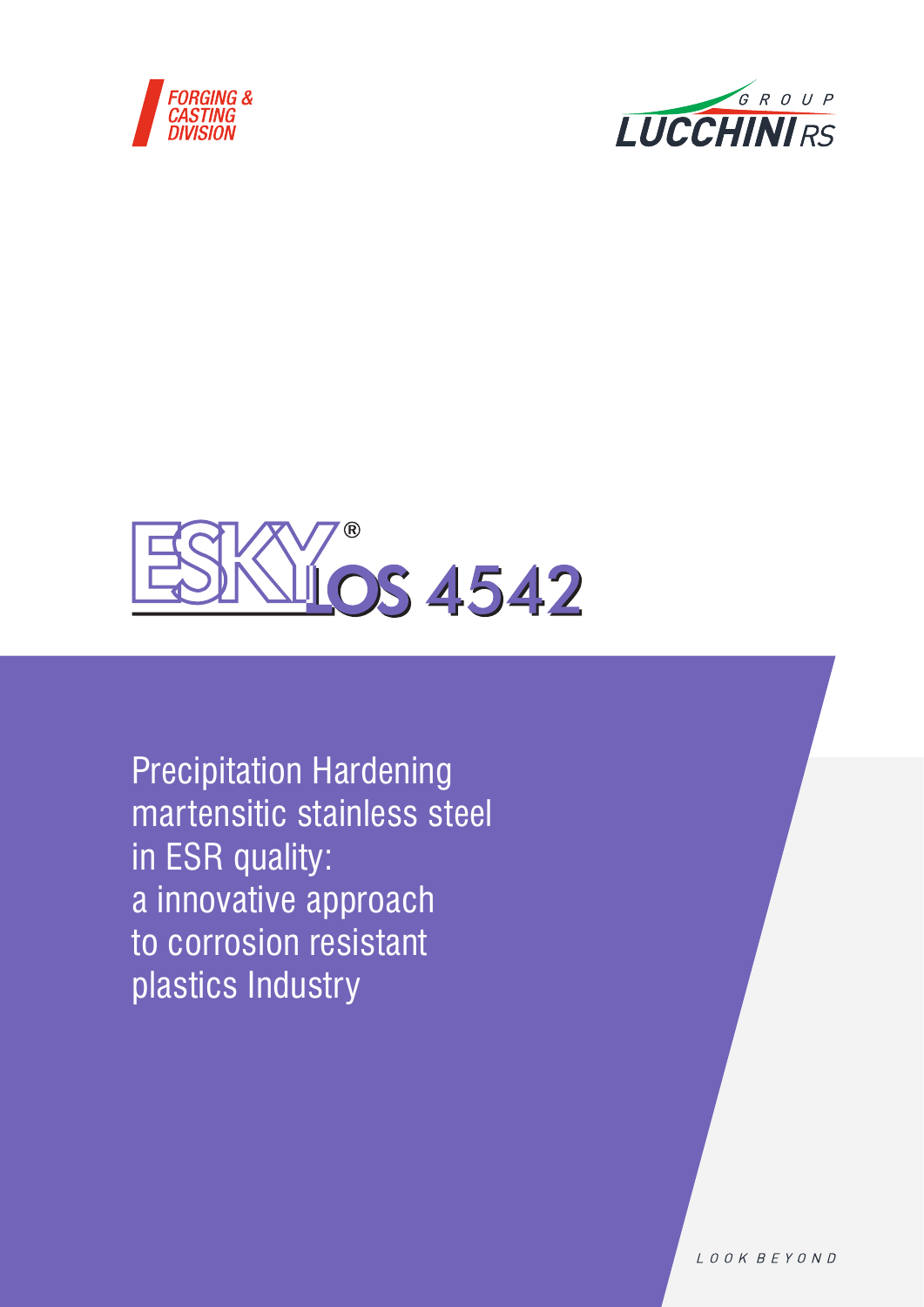FORGING & CASTING DIVISION

GROUP LUCCHINI RS

# ESKYLOS® 4542

Precipitation Hardening martensitic stainless steel in ESR quality: a innovative approach to corrosion resistant plastics Industry

LOOK BEYOND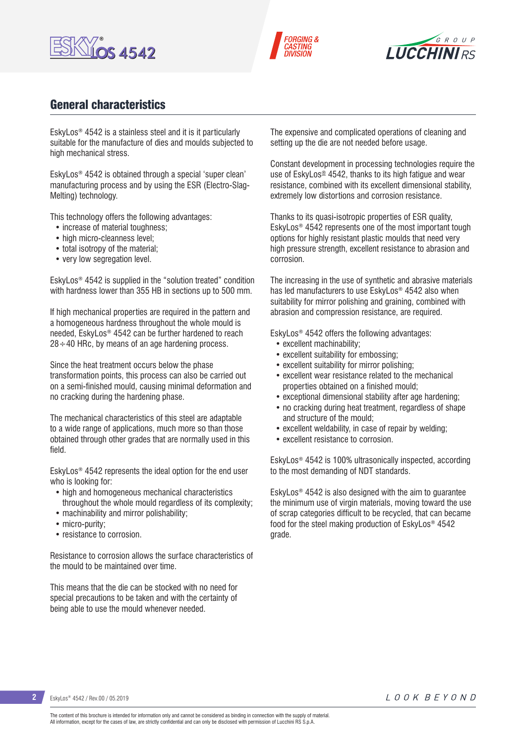## General characteristics

EskyLos® 4542 is a stainless steel and it is it particularly suitable for the manufacture of dies and moulds subjected to high mechanical stress.

EskyLos® 4542 is obtained through a special 'super clean' manufacturing process and by using the ESR (Electro-Slag-Melting) technology.

This technology offers the following advantages:

- increase of material toughness;
- high micro-cleanness level;
- total isotropy of the material;
- very low segregation level.

EskyLos® 4542 is supplied in the "solution treated" condition with hardness lower than 355 HB in sections up to 500 mm.

If high mechanical properties are required in the pattern and a homogeneous hardness throughout the whole mould is needed, EskyLos® 4542 can be further hardened to reach 28÷40 HRc, by means of an age hardening process.

Since the heat treatment occurs below the phase transformation points, this process can also be carried out on a semi-finished mould, causing minimal deformation and no cracking during the hardening phase.

The mechanical characteristics of this steel are adaptable to a wide range of applications, much more so than those obtained through other grades that are normally used in this field.

EskyLos® 4542 represents the ideal option for the end user who is looking for:

- high and homogeneous mechanical characteristics throughout the whole mould regardless of its complexity;
- machinability and mirror polishability;
- micro-purity;
- resistance to corrosion.

Resistance to corrosion allows the surface characteristics of the mould to be maintained over time.

This means that the die can be stocked with no need for special precautions to be taken and with the certainty of being able to use the mould whenever needed.

The expensive and complicated operations of cleaning and setting up the die are not needed before usage.

Constant development in processing technologies require the use of EskyLos® 4542, thanks to its high fatigue and wear resistance, combined with its excellent dimensional stability, extremely low distortions and corrosion resistance.

Thanks to its quasi-isotropic properties of ESR quality, EskyLos® 4542 represents one of the most important tough options for highly resistant plastic moulds that need very high pressure strength, excellent resistance to abrasion and corrosion.

The increasing in the use of synthetic and abrasive materials has led manufacturers to use EskyLos® 4542 also when suitability for mirror polishing and graining, combined with abrasion and compression resistance, are required.

EskyLos® 4542 offers the following advantages:

- excellent machinability;
- excellent suitability for embossing;
- excellent suitability for mirror polishing;
- excellent wear resistance related to the mechanical properties obtained on a finished mould;
- exceptional dimensional stability after age hardening;
- no cracking during heat treatment, regardless of shape and structure of the mould;
- excellent weldability, in case of repair by welding;
- excellent resistance to corrosion.

EskyLos® 4542 is 100% ultrasonically inspected, according to the most demanding of NDT standards.

EskyLos® 4542 is also designed with the aim to guarantee the minimum use of virgin materials, moving toward the use of scrap categories difficult to be recycled, that can became food for the steel making production of EskyLos® 4542 grade.

The content of this brochure is intended for information only and cannot be considered as binding in connection with the supply of material.
All information, except for the cases of law, are strictly confidential and can only be disclosed with permission of Lucchini RS S.p.A.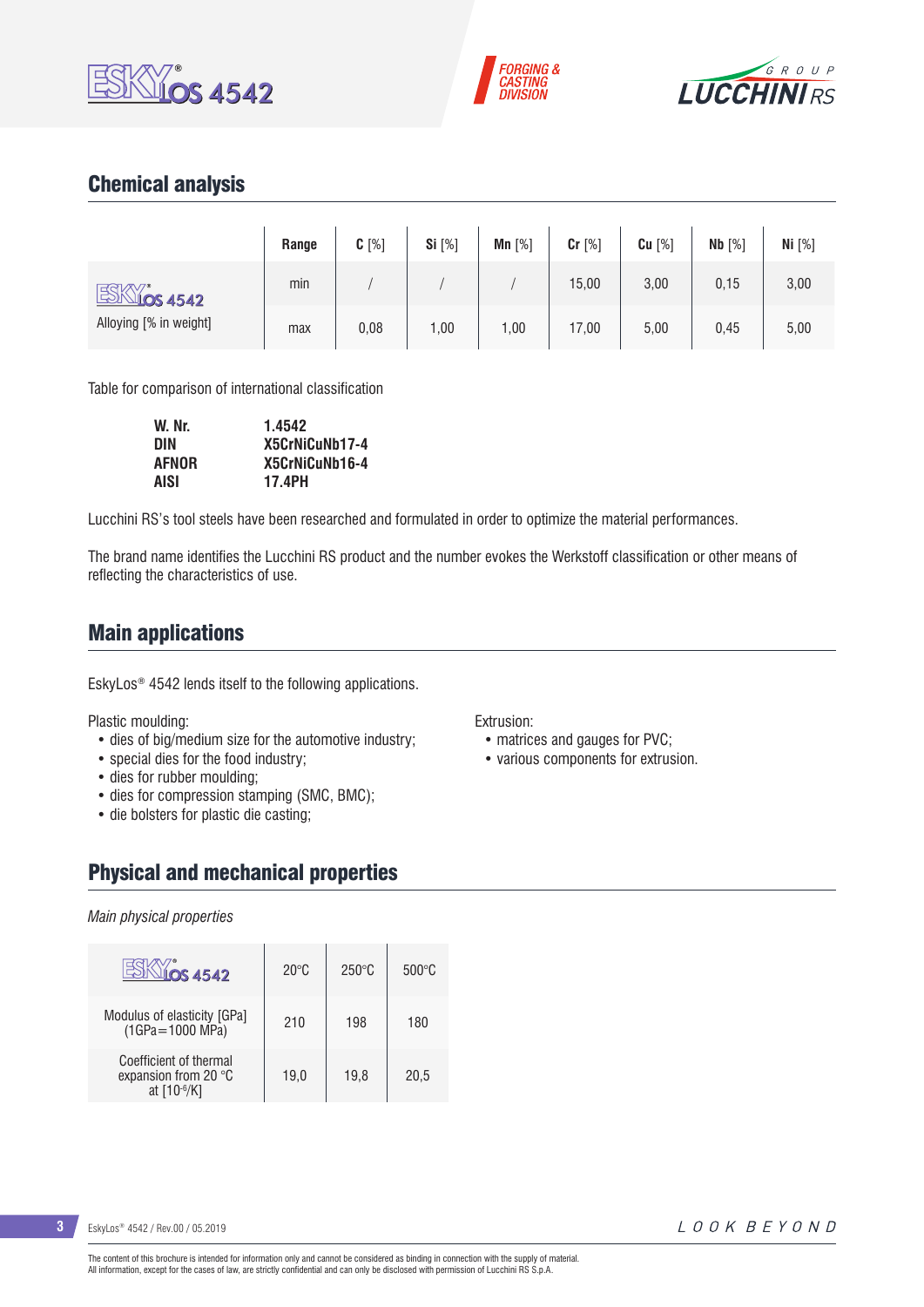## Chemical analysis

| | Range | C [%] | Si [%] | Mn [%] | Cr [%] | Cu [%] | Nb [%] | Ni [%] |
|---|---|---|---|---|---|---|---|---|
| EskyLos 4542 | min | / | / | / | 15,00 | 3,00 | 0,15 | 3,00 |
| Alloying [% in weight] | max | 0,08 | 1,00 | 1,00 | 17,00 | 5,00 | 0,45 | 5,00 |

Table for comparison of international classification

| | |
|---|---|
| **W. Nr.** | **1.4542** |
| **DIN** | **X5CrNiCuNb17-4** |
| **AFNOR** | **X5CrNiCuNb16-4** |
| **AISI** | **17.4PH** |

Lucchini RS's tool steels have been researched and formulated in order to optimize the material performances.

The brand name identifies the Lucchini RS product and the number evokes the Werkstoff classification or other means of reflecting the characteristics of use.

## Main applications

EskyLos® 4542 lends itself to the following applications.

Plastic moulding:
- dies of big/medium size for the automotive industry;
- special dies for the food industry;
- dies for rubber moulding;
- dies for compression stamping (SMC, BMC);
- die bolsters for plastic die casting;

Extrusion:
- matrices and gauges for PVC;
- various components for extrusion.

## Physical and mechanical properties

*Main physical properties*

| EskyLos 4542 | 20°C | 250°C | 500°C |
|---|---|---|---|
| Modulus of elasticity [GPa] (1GPa=1000 MPa) | 210 | 198 | 180 |
| Coefficient of thermal expansion from 20 °C at [$10^{-6}$/K] | 19,0 | 19,8 | 20,5 |

The content of this brochure is intended for information only and cannot be considered as binding in connection with the supply of material.
All information, except for the cases of law, are strictly confidential and can only be disclosed with permission of Lucchini RS S.p.A.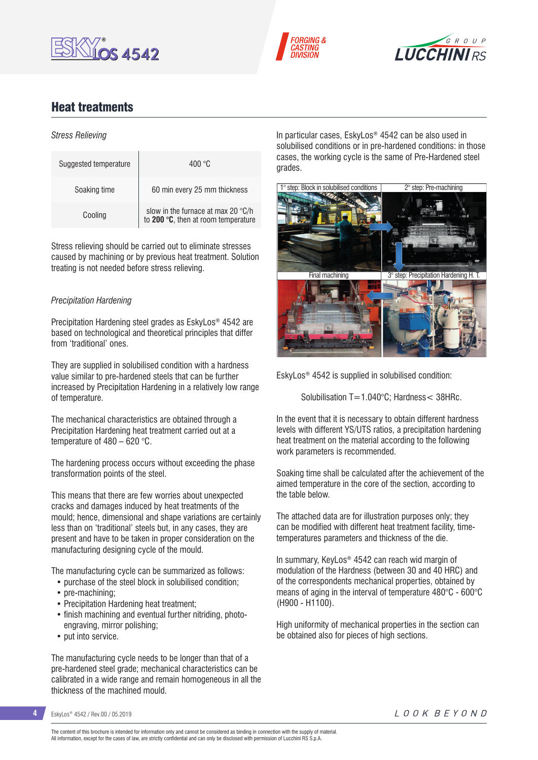## Heat treatments

*Stress Relieving*

| | |
|---|---|
| Suggested temperature | 400 °C |
| Soaking time | 60 min every 25 mm thickness |
| Cooling | slow in the furnace at max 20 °C/h to **200 °C**, then at room temperature |

Stress relieving should be carried out to eliminate stresses caused by machining or by previous heat treatment. Solution treating is not needed before stress relieving.

*Precipitation Hardening*

Precipitation Hardening steel grades as EskyLos® 4542 are based on technological and theoretical principles that differ from 'traditional' ones.

They are supplied in solubilised condition with a hardness value similar to pre-hardened steels that can be further increased by Precipitation Hardening in a relatively low range of temperature.

The mechanical characteristics are obtained through a Precipitation Hardening heat treatment carried out at a temperature of 480 – 620 °C.

The hardening process occurs without exceeding the phase transformation points of the steel.

This means that there are few worries about unexpected cracks and damages induced by heat treatments of the mould; hence, dimensional and shape variations are certainly less than on 'traditional' steels but, in any cases, they are present and have to be taken in proper consideration on the manufacturing designing cycle of the mould.

The manufacturing cycle can be summarized as follows:

- purchase of the steel block in solubilised condition;
- pre-machining;
- Precipitation Hardening heat treatment;
- finish machining and eventual further nitriding, photo-engraving, mirror polishing;
- put into service.

The manufacturing cycle needs to be longer than that of a pre-hardened steel grade; mechanical characteristics can be calibrated in a wide range and remain homogeneous in all the thickness of the machined mould.

In particular cases, EskyLos® 4542 can be also used in solubilised conditions or in pre-hardened conditions: in those cases, the working cycle is the same of Pre-Hardened steel grades.

1° step: Block in solubilised conditions

2° step: Pre-machining

3° step: Precipitation Hardening H. T.

Final machining

EskyLos® 4542 is supplied in solubilised condition:

Solubilisation T=1.040°C; Hardness< 38HRc.

In the event that it is necessary to obtain different hardness levels with different YS/UTS ratios, a precipitation hardening heat treatment on the material according to the following work parameters is recommended.

Soaking time shall be calculated after the achievement of the aimed temperature in the core of the section, according to the table below.

The attached data are for illustration purposes only; they can be modified with different heat treatment facility, time-temperatures parameters and thickness of the die.

In summary, KeyLos® 4542 can reach wid margin of modulation of the Hardness (between 30 and 40 HRC) and of the correspondents mechanical properties, obtained by means of aging in the interval of temperature 480°C - 600°C (H900 - H1100).

High uniformity of mechanical properties in the section can be obtained also for pieces of high sections.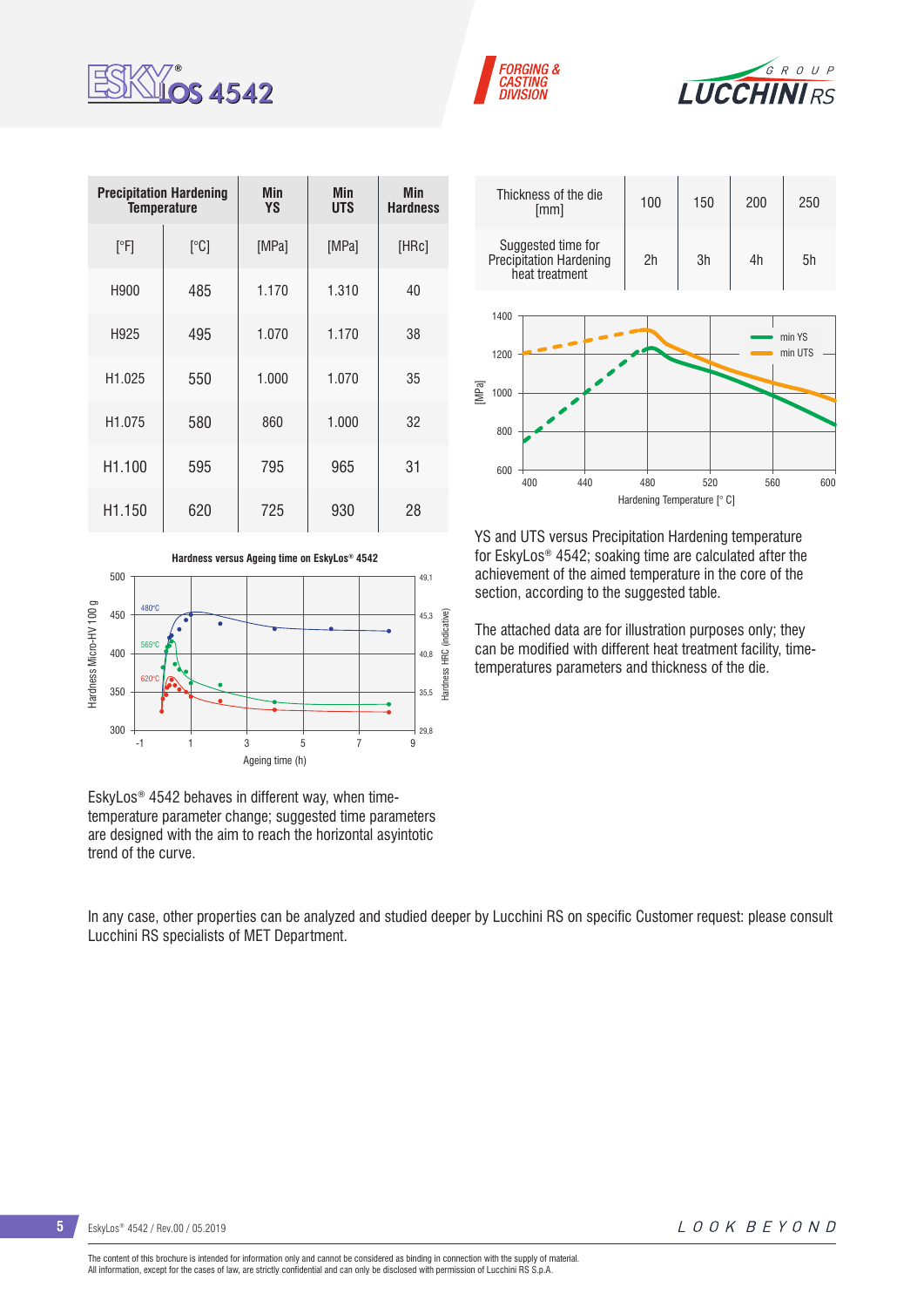| Precipitation Hardening Temperature | | Min YS | Min UTS | Min Hardness |
|---|---|---|---|---|
| [°F] | [°C] | [MPa] | [MPa] | [HRc] |
| H900 | 485 | 1.170 | 1.310 | 40 |
| H925 | 495 | 1.070 | 1.170 | 38 |
| H1.025 | 550 | 1.000 | 1.070 | 35 |
| H1.075 | 580 | 860 | 1.000 | 32 |
| H1.100 | 595 | 795 | 965 | 31 |
| H1.150 | 620 | 725 | 930 | 28 |

| Thickness of the die [mm] | 100 | 150 | 200 | 250 |
|---|---|---|---|---|
| Suggested time for Precipitation Hardening heat treatment | 2h | 3h | 4h | 5h |

YS and UTS versus Precipitation Hardening temperature for EskyLos® 4542; soaking time are calculated after the achievement of the aimed temperature in the core of the section, according to the suggested table.

The attached data are for illustration purposes only; they can be modified with different heat treatment facility, time-temperatures parameters and thickness of the die.

Hardness versus Ageing time on EskyLos® 4542

EskyLos® 4542 behaves in different way, when time-temperature parameter change; suggested time parameters are designed with the aim to reach the horizontal asyintotic trend of the curve.

In any case, other properties can be analyzed and studied deeper by Lucchini RS on specific Customer request: please consult Lucchini RS specialists of MET Department.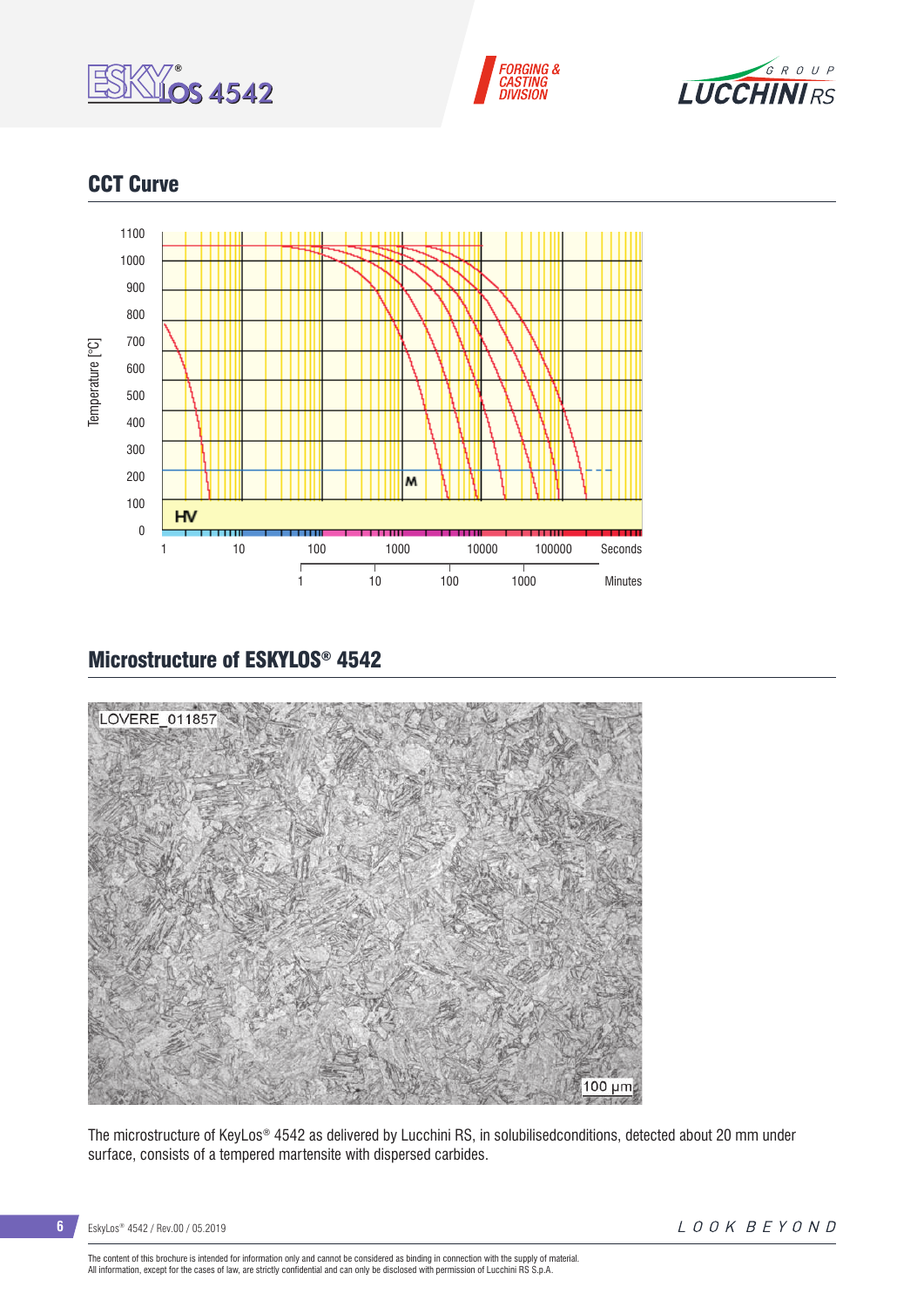## CCT Curve

## Microstructure of ESKYLOS® 4542

The microstructure of KeyLos® 4542 as delivered by Lucchini RS, in solubilisedconditions, detected about 20 mm under surface, consists of a tempered martensite with dispersed carbides.

The content of this brochure is intended for information only and cannot be considered as binding in connection with the supply of material.
All information, except for the cases of law, are strictly confidential and can only be disclosed with permission of Lucchini RS S.p.A.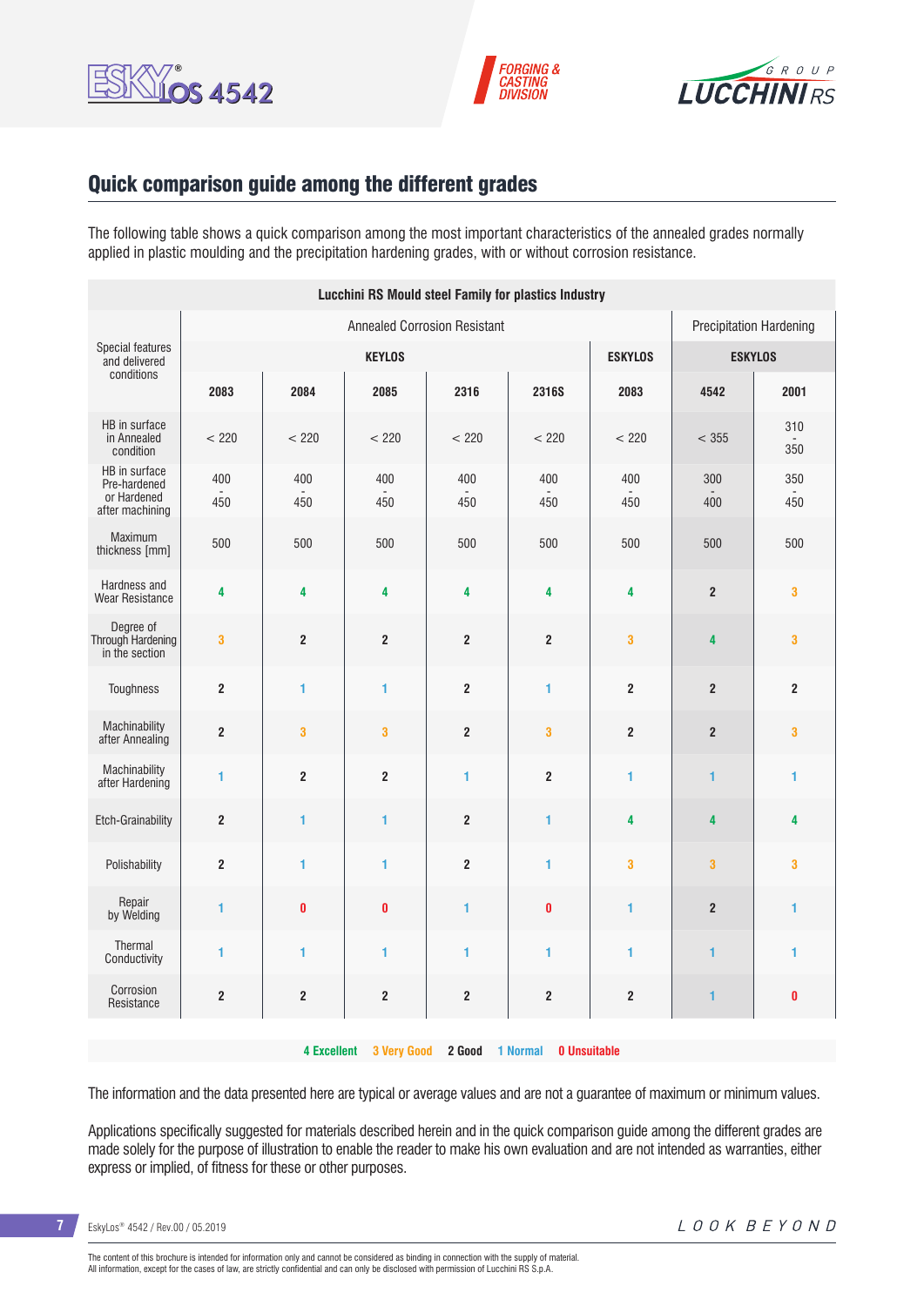## Quick comparison guide among the different grades

The following table shows a quick comparison among the most important characteristics of the annealed grades normally applied in plastic moulding and the precipitation hardening grades, with or without corrosion resistance.

| Lucchini RS Mould steel Family for plastics Industry | | | | | | | | |
|---|---|---|---|---|---|---|---|---|
| Special features and delivered conditions | Annealed Corrosion Resistant | | | | | | Precipitation Hardening | |
| | KEYLOS | | | | | ESKYLOS | ESKYLOS | |
| | 2083 | 2084 | 2085 | 2316 | 2316S | 2083 | 4542 | 2001 |
| HB in surface in Annealed condition | < 220 | < 220 | < 220 | < 220 | < 220 | < 220 | < 355 | 310 - 350 |
| HB in surface Pre-hardened or Hardened after machining | 400 - 450 | 400 - 450 | 400 - 450 | 400 - 450 | 400 - 450 | 400 - 450 | 300 - 400 | 350 - 450 |
| Maximum thickness [mm] | 500 | 500 | 500 | 500 | 500 | 500 | 500 | 500 |
| Hardness and Wear Resistance | 4 | 4 | 4 | 4 | 4 | 4 | 2 | 3 |
| Degree of Through Hardening in the section | 3 | 2 | 2 | 2 | 2 | 3 | 4 | 3 |
| Toughness | 2 | 1 | 1 | 2 | 1 | 2 | 2 | 2 |
| Machinability after Annealing | 2 | 3 | 3 | 2 | 3 | 2 | 2 | 3 |
| Machinability after Hardening | 1 | 2 | 2 | 1 | 2 | 1 | 1 | 1 |
| Etch-Grainability | 2 | 1 | 1 | 2 | 1 | 4 | 4 | 4 |
| Polishability | 2 | 1 | 1 | 2 | 1 | 3 | 3 | 3 |
| Repair by Welding | 1 | 0 | 0 | 1 | 0 | 1 | 2 | 1 |
| Thermal Conductivity | 1 | 1 | 1 | 1 | 1 | 1 | 1 | 1 |
| Corrosion Resistance | 2 | 2 | 2 | 2 | 2 | 2 | 1 | 0 |

**4 Excellent** **3 Very Good** **2 Good** **1 Normal** **0 Unsuitable**

The information and the data presented here are typical or average values and are not a guarantee of maximum or minimum values.

Applications specifically suggested for materials described herein and in the quick comparison guide among the different grades are made solely for the purpose of illustration to enable the reader to make his own evaluation and are not intended as warranties, either express or implied, of fitness for these or other purposes.

The content of this brochure is intended for information only and cannot be considered as binding in connection with the supply of material.
All information, except for the cases of law, are strictly confidential and can only be disclosed with permission of Lucchini RS S.p.A.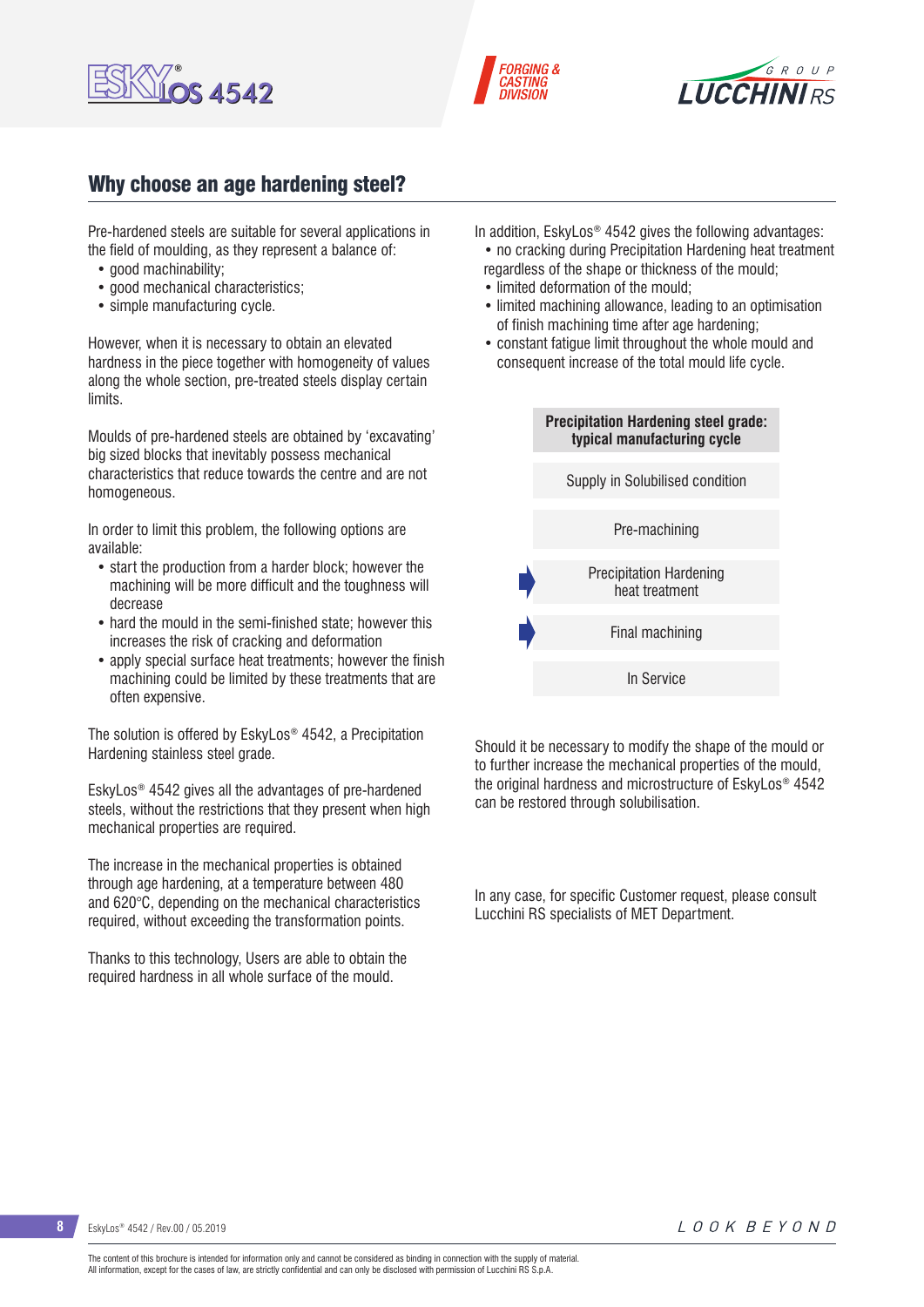## Why choose an age hardening steel?

Pre-hardened steels are suitable for several applications in the field of moulding, as they represent a balance of:

- good machinability;
- good mechanical characteristics;
- simple manufacturing cycle.

However, when it is necessary to obtain an elevated hardness in the piece together with homogeneity of values along the whole section, pre-treated steels display certain limits.

Moulds of pre-hardened steels are obtained by 'excavating' big sized blocks that inevitably possess mechanical characteristics that reduce towards the centre and are not homogeneous.

In order to limit this problem, the following options are available:

- start the production from a harder block; however the machining will be more difficult and the toughness will decrease
- hard the mould in the semi-finished state; however this increases the risk of cracking and deformation
- apply special surface heat treatments; however the finish machining could be limited by these treatments that are often expensive.

The solution is offered by EskyLos® 4542, a Precipitation Hardening stainless steel grade.

EskyLos® 4542 gives all the advantages of pre-hardened steels, without the restrictions that they present when high mechanical properties are required.

The increase in the mechanical properties is obtained through age hardening, at a temperature between 480 and 620°C, depending on the mechanical characteristics required, without exceeding the transformation points.

Thanks to this technology, Users are able to obtain the required hardness in all whole surface of the mould.

In addition, EskyLos® 4542 gives the following advantages:

- no cracking during Precipitation Hardening heat treatment regardless of the shape or thickness of the mould;
- limited deformation of the mould;
- limited machining allowance, leading to an optimisation of finish machining time after age hardening;
- constant fatigue limit throughout the whole mould and consequent increase of the total mould life cycle.

| Precipitation Hardening steel grade: typical manufacturing cycle |
|---|
| Supply in Solubilised condition |
| Pre-machining |
| Precipitation Hardening heat treatment |
| Final machining |
| In Service |

Should it be necessary to modify the shape of the mould or to further increase the mechanical properties of the mould, the original hardness and microstructure of EskyLos® 4542 can be restored through solubilisation.

In any case, for specific Customer request, please consult Lucchini RS specialists of MET Department.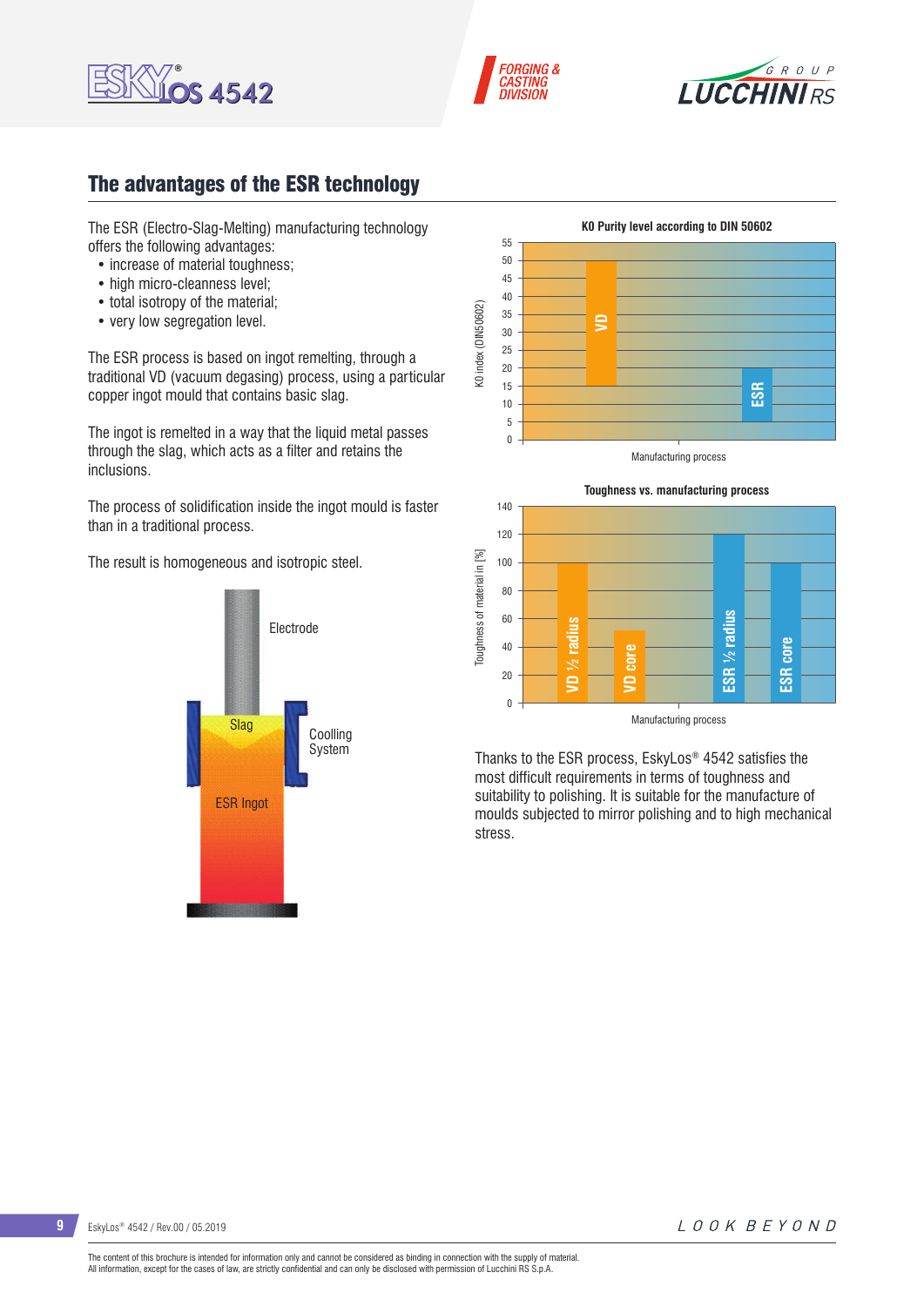## The advantages of the ESR technology

The ESR (Electro-Slag-Melting) manufacturing technology offers the following advantages:

- increase of material toughness;
- high micro-cleanness level;
- total isotropy of the material;
- very low segregation level.

The ESR process is based on ingot remelting, through a traditional VD (vacuum degasing) process, using a particular copper ingot mould that contains basic slag.

The ingot is remelted in a way that the liquid metal passes through the slag, which acts as a filter and retains the inclusions.

The process of solidification inside the ingot mould is faster than in a traditional process.

The result is homogeneous and isotropic steel.

Electrode

Slag

Coolling System

ESR Ingot

**K0 Purity level according to DIN 50602**

K0 index (DIN50602)

VD

ESR

Manufacturing process

**Toughness vs. manufacturing process**

Toughness of material in [%]

VD ½ radius

VD core

ESR ½ radius

ESR core

Manufacturing process

Thanks to the ESR process, EskyLos® 4542 satisfies the most difficult requirements in terms of toughness and suitability to polishing. It is suitable for the manufacture of moulds subjected to mirror polishing and to high mechanical stress.

The content of this brochure is intended for information only and cannot be considered as binding in connection with the supply of material.
All information, except for the cases of law, are strictly confidential and can only be disclosed with permission of Lucchini RS S.p.A.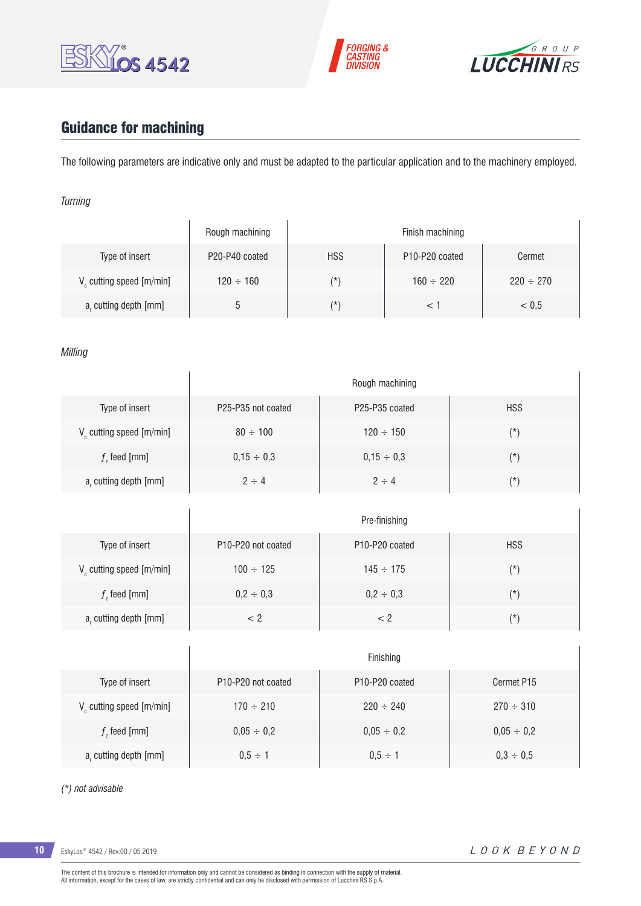## Guidance for machining

The following parameters are indicative only and must be adapted to the particular application and to the machinery employed.

*Turning*

| | Rough machining | Finish machining | | |
|---|---|---|---|---|
| Type of insert | P20-P40 coated | HSS | P10-P20 coated | Cermet |
| $V_c$ cutting speed [m/min] | 120 ÷ 160 | (*) | 160 ÷ 220 | 220 ÷ 270 |
| $a_r$ cutting depth [mm] | 5 | (*) | < 1 | < 0,5 |

*Milling*

| | Rough machining | | |
|---|---|---|---|
| Type of insert | P25-P35 not coated | P25-P35 coated | HSS |
| $V_c$ cutting speed [m/min] | 80 ÷ 100 | 120 ÷ 150 | (*) |
| $f_z$ feed [mm] | 0,15 ÷ 0,3 | 0,15 ÷ 0,3 | (*) |
| $a_r$ cutting depth [mm] | 2 ÷ 4 | 2 ÷ 4 | (*) |

| | Pre-finishing | | |
|---|---|---|---|
| Type of insert | P10-P20 not coated | P10-P20 coated | HSS |
| $V_c$ cutting speed [m/min] | 100 ÷ 125 | 145 ÷ 175 | (*) |
| $f_z$ feed [mm] | 0,2 ÷ 0,3 | 0,2 ÷ 0,3 | (*) |
| $a_r$ cutting depth [mm] | < 2 | < 2 | (*) |

| | Finishing | | |
|---|---|---|---|
| Type of insert | P10-P20 not coated | P10-P20 coated | Cermet P15 |
| $V_c$ cutting speed [m/min] | 170 ÷ 210 | 220 ÷ 240 | 270 ÷ 310 |
| $f_z$ feed [mm] | 0,05 ÷ 0,2 | 0,05 ÷ 0,2 | 0,05 ÷ 0,2 |
| $a_r$ cutting depth [mm] | 0,5 ÷ 1 | 0,5 ÷ 1 | 0,3 ÷ 0,5 |

*(*) not advisable*

The content of this brochure is intended for information only and cannot be considered as binding in connection with the supply of material.
All information, except for the cases of law, are strictly confidential and can only be disclosed with permission of Lucchini RS S.p.A.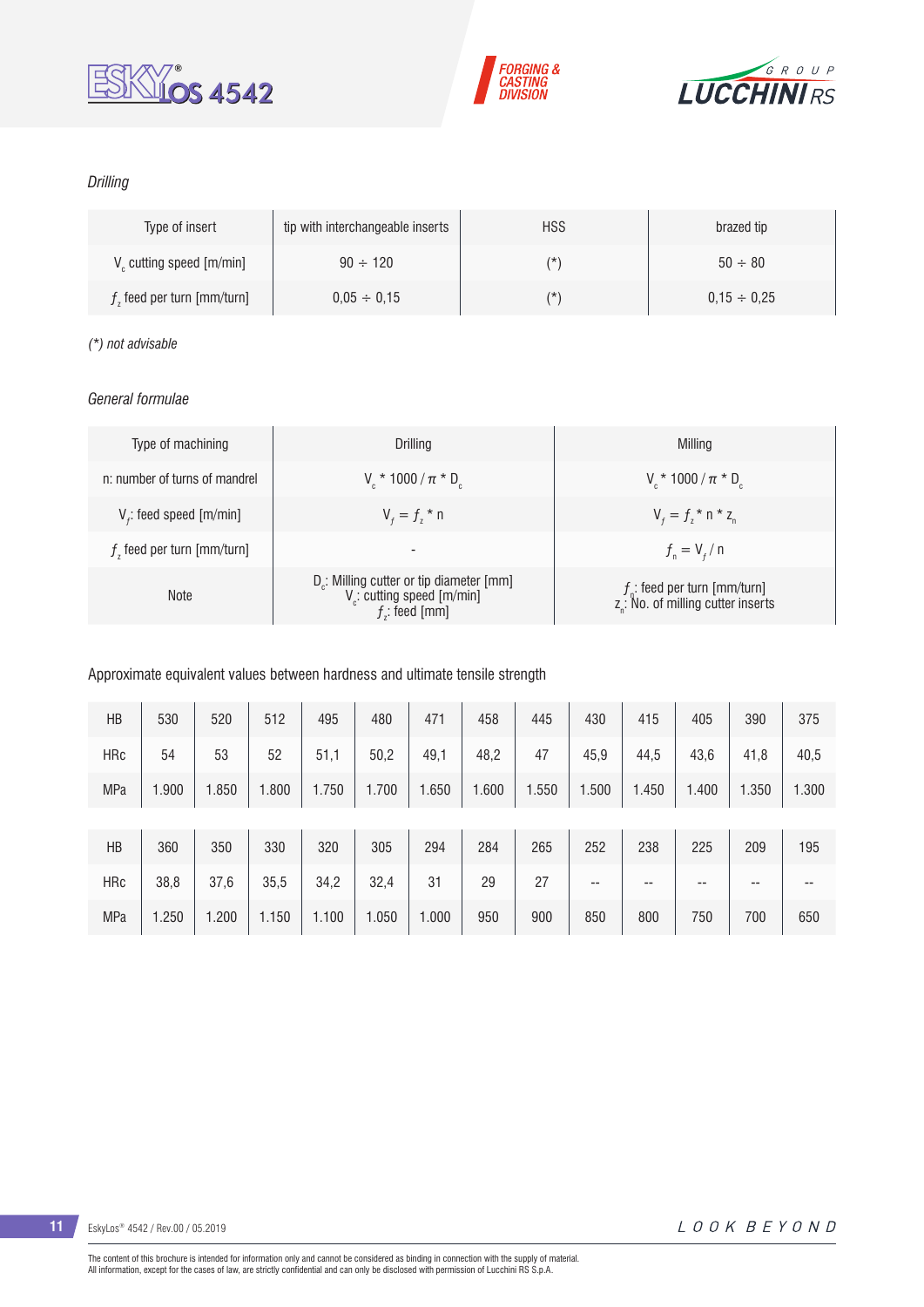*Drilling*

| Type of insert | tip with interchangeable inserts | HSS | brazed tip |
| --- | --- | --- | --- |
| $V_c$ cutting speed [m/min] | 90 ÷ 120 | (*) | 50 ÷ 80 |
| $f_z$ feed per turn [mm/turn] | 0,05 ÷ 0,15 | (*) | 0,15 ÷ 0,25 |

*(*) not advisable*

*General formulae*

| Type of machining | Drilling | Milling |
| --- | --- | --- |
| n: number of turns of mandrel | $V_c * 1000 / \pi * D_c$ | $V_c * 1000 / \pi * D_c$ |
| $V_f$: feed speed [m/min] | $V_f = f_z * n$ | $V_f = f_z * n * z_n$ |
| $f_z$ feed per turn [mm/turn] | - | $f_n = V_f / n$ |
| Note | $D_c$: Milling cutter or tip diameter [mm]<br>$V_c$: cutting speed [m/min]<br>$f_z$: feed [mm] | $f_n$: feed per turn [mm/turn]<br>$z_n$: No. of milling cutter inserts |

Approximate equivalent values between hardness and ultimate tensile strength

| HB | 530 | 520 | 512 | 495 | 480 | 471 | 458 | 445 | 430 | 415 | 405 | 390 | 375 |
| --- | --- | --- | --- | --- | --- | --- | --- | --- | --- | --- | --- | --- | --- |
| HRc | 54 | 53 | 52 | 51,1 | 50,2 | 49,1 | 48,2 | 47 | 45,9 | 44,5 | 43,6 | 41,8 | 40,5 |
| MPa | 1.900 | 1.850 | 1.800 | 1.750 | 1.700 | 1.650 | 1.600 | 1.550 | 1.500 | 1.450 | 1.400 | 1.350 | 1.300 |

| HB | 360 | 350 | 330 | 320 | 305 | 294 | 284 | 265 | 252 | 238 | 225 | 209 | 195 |
| --- | --- | --- | --- | --- | --- | --- | --- | --- | --- | --- | --- | --- | --- |
| HRc | 38,8 | 37,6 | 35,5 | 34,2 | 32,4 | 31 | 29 | 27 | -- | -- | -- | -- | -- |
| MPa | 1.250 | 1.200 | 1.150 | 1.100 | 1.050 | 1.000 | 950 | 900 | 850 | 800 | 750 | 700 | 650 |

The content of this brochure is intended for information only and cannot be considered as binding in connection with the supply of material.
All information, except for the cases of law, are strictly confidential and can only be disclosed with permission of Lucchini RS S.p.A.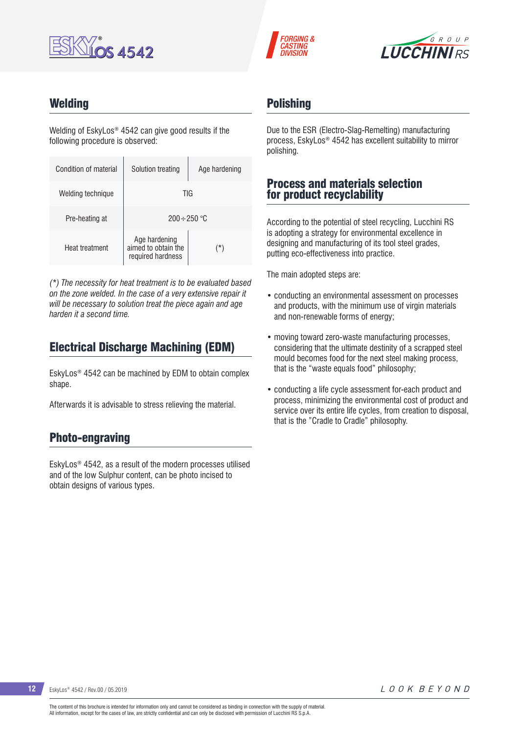## Welding

Welding of EskyLos® 4542 can give good results if the following procedure is observed:

| Condition of material | Solution treating | Age hardening |
|---|---|---|
| Welding technique | TIG | |
| Pre-heating at | 200÷250 °C | |
| Heat treatment | Age hardening aimed to obtain the required hardness | (*) |

*(*) The necessity for heat treatment is to be evaluated based on the zone welded. In the case of a very extensive repair it will be necessary to solution treat the piece again and age harden it a second time.*

## Electrical Discharge Machining (EDM)

EskyLos® 4542 can be machined by EDM to obtain complex shape.

Afterwards it is advisable to stress relieving the material.

## Photo-engraving

EskyLos® 4542, as a result of the modern processes utilised and of the low Sulphur content, can be photo incised to obtain designs of various types.

## Polishing

Due to the ESR (Electro-Slag-Remelting) manufacturing process, EskyLos® 4542 has excellent suitability to mirror polishing.

## Process and materials selection for product recyclability

According to the potential of steel recycling, Lucchini RS is adopting a strategy for environmental excellence in designing and manufacturing of its tool steel grades, putting eco-effectiveness into practice.

The main adopted steps are:

- conducting an environmental assessment on processes and products, with the minimum use of virgin materials and non-renewable forms of energy;
- moving toward zero-waste manufacturing processes, considering that the ultimate destinity of a scrapped steel mould becomes food for the next steel making process, that is the "waste equals food" philosophy;
- conducting a life cycle assessment for-each product and process, minimizing the environmental cost of product and service over its entire life cycles, from creation to disposal, that is the "Cradle to Cradle" philosophy.

The content of this brochure is intended for information only and cannot be considered as binding in connection with the supply of material.
All information, except for the cases of law, are strictly confidential and can only be disclosed with permission of Lucchini RS S.p.A.